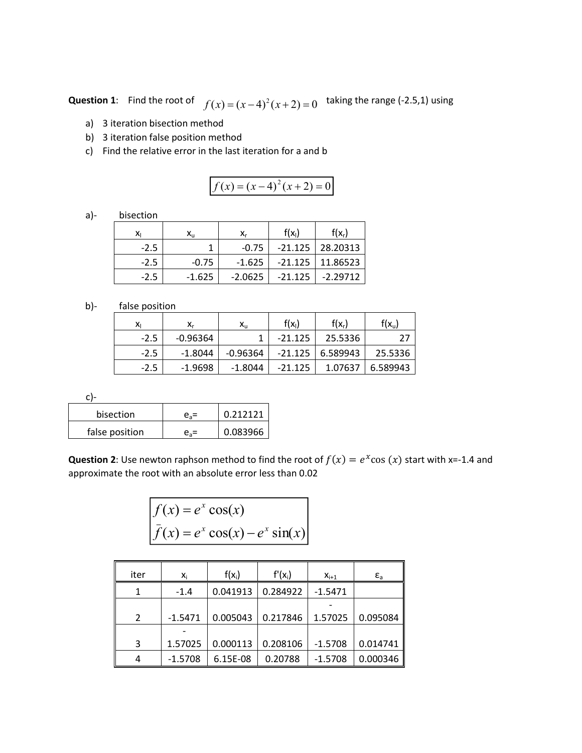**Question 1**: Find the root of $f(x) = (x-4)^2(x+2) = 0$ taking the range (-2.5,1) using

a) 3 iteration bisection method
b) 3 iteration false position method
c) Find the relative error in the last iteration for a and b

$$f(x) = (x-4)^2(x+2) = 0$$

a)- bisection

| $x_l$ | $x_u$ | $x_r$ | $f(x_l)$ | $f(x_r)$ |
|---|---|---|---|---|
| -2.5 | 1 | -0.75 | -21.125 | 28.20313 |
| -2.5 | -0.75 | -1.625 | -21.125 | 11.86523 |
| -2.5 | -1.625 | -2.0625 | -21.125 | -2.29712 |

b)- false position

| $x_l$ | $x_r$ | $x_u$ | $f(x_l)$ | $f(x_r)$ | $f(x_u)$ |
|---|---|---|---|---|---|
| -2.5 | -0.96364 | 1 | -21.125 | 25.5336 | 27 |
| -2.5 | -1.8044 | -0.96364 | -21.125 | 6.589943 | 25.5336 |
| -2.5 | -1.9698 | -1.8044 | -21.125 | 1.07637 | 6.589943 |

c)-

| | | |
|---|---|---|
| bisection | $e_a$= | 0.212121 |
| false position | $e_a$= | 0.083966 |

**Question 2**: Use newton raphson method to find the root of $f(x) = e^x \cos(x)$ start with x=-1.4 and approximate the root with an absolute error less than 0.02

$$f(x) = e^x \cos(x)$$
$$\bar{f}(x) = e^x \cos(x) - e^x \sin(x)$$

| iter | $x_i$ | $f(x_i)$ | $f'(x_i)$ | $x_{i+1}$ | $\varepsilon_a$ |
|---|---|---|---|---|---|
| 1 | -1.4 | 0.041913 | 0.284922 | -1.5471 | |
| 2 | -1.5471 | 0.005043 | 0.217846 | -1.57025 | 0.095084 |
| 3 | -1.57025 | 0.000113 | 0.208106 | -1.5708 | 0.014741 |
| 4 | -1.5708 | 6.15E-08 | 0.20788 | -1.5708 | 0.000346 |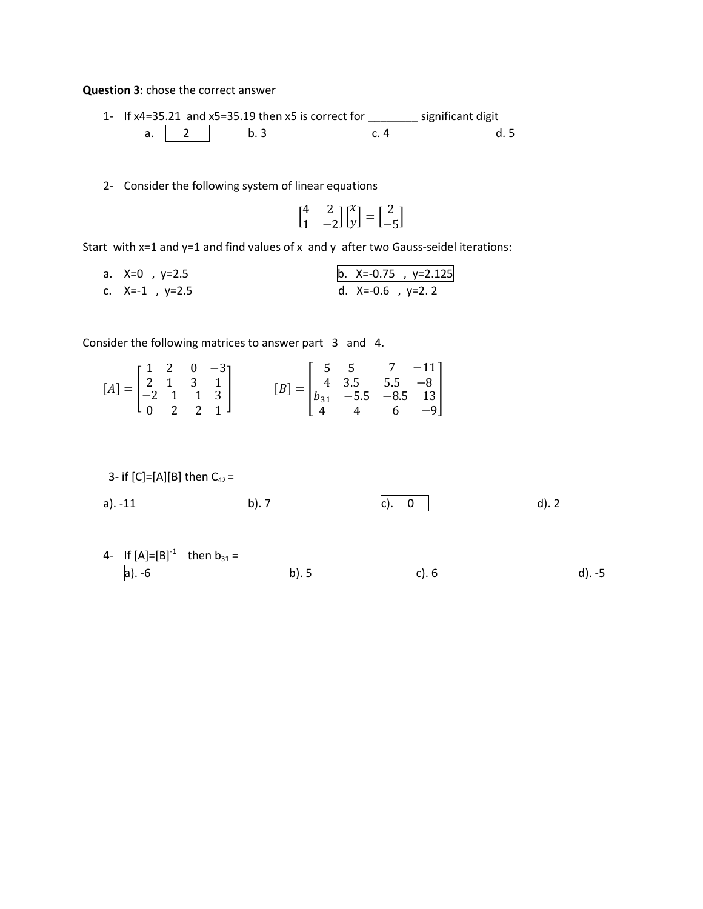**Question 3**: chose the correct answer

1- If x4=35.21 and x5=35.19 then x5 is correct for ________ significant digit

a. 2 b. 3 c. 4 d. 5

2- Consider the following system of linear equations

$$\begin{bmatrix} 4 & 2 \\ 1 & -2 \end{bmatrix} \begin{bmatrix} x \\ y \end{bmatrix} = \begin{bmatrix} 2 \\ -5 \end{bmatrix}$$

Start with x=1 and y=1 and find values of x and y after two Gauss-seidel iterations:

a. X=0 , y=2.5
b. X=-0.75 , y=2.125
c. X=-1 , y=2.5
d. X=-0.6 , y=2. 2

Consider the following matrices to answer part 3 and 4.

$$[A] = \begin{bmatrix} 1 & 2 & 0 & -3 \\ 2 & 1 & 3 & 1 \\ -2 & 1 & 1 & 3 \\ 0 & 2 & 2 & 1 \end{bmatrix} \qquad [B] = \begin{bmatrix} 5 & 5 & 7 & -11 \\ 4 & 3.5 & 5.5 & -8 \\ b_{31} & -5.5 & -8.5 & 13 \\ 4 & 4 & 6 & -9 \end{bmatrix}$$

3- if [C]=[A][B] then $C_{42}$ =

a). -11 b). 7 c). 0 d). 2

4- If $[A]=[B]^{-1}$ then $b_{31}$ =

a). -6 b). 5 c). 6 d). -5